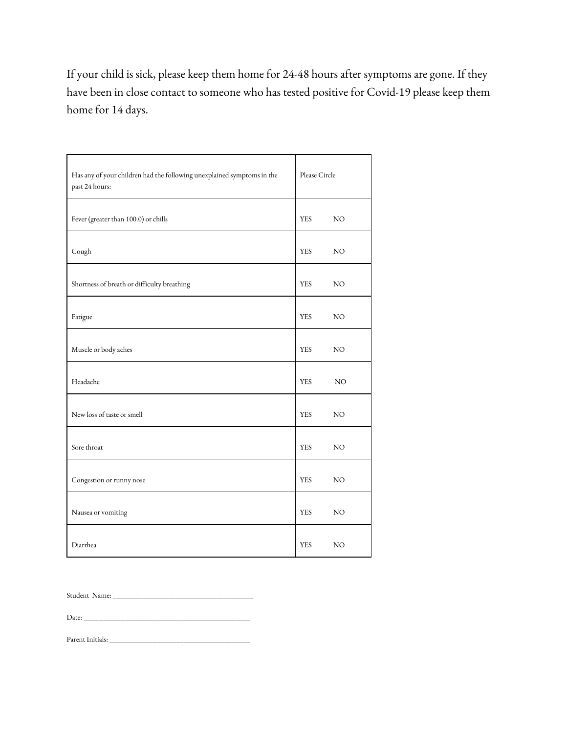If your child is sick, please keep them home for 24-48 hours after symptoms are gone. If they have been in close contact to someone who has tested positive for Covid-19 please keep them home for 14 days.

| Has any of your children had the following unexplained symptoms in the past 24 hours: | Please Circle |
|---|---|
| Fever (greater than 100.0) or chills | YES NO |
| Cough | YES NO |
| Shortness of breath or difficulty breathing | YES NO |
| Fatigue | YES NO |
| Muscle or body aches | YES NO |
| Headache | YES NO |
| New loss of taste or smell | YES NO |
| Sore throat | YES NO |
| Congestion or runny nose | YES NO |
| Nausea or vomiting | YES NO |
| Diarrhea | YES NO |

Student Name: ___________________________________

Date: ________________________________________

Parent Initials: ___________________________________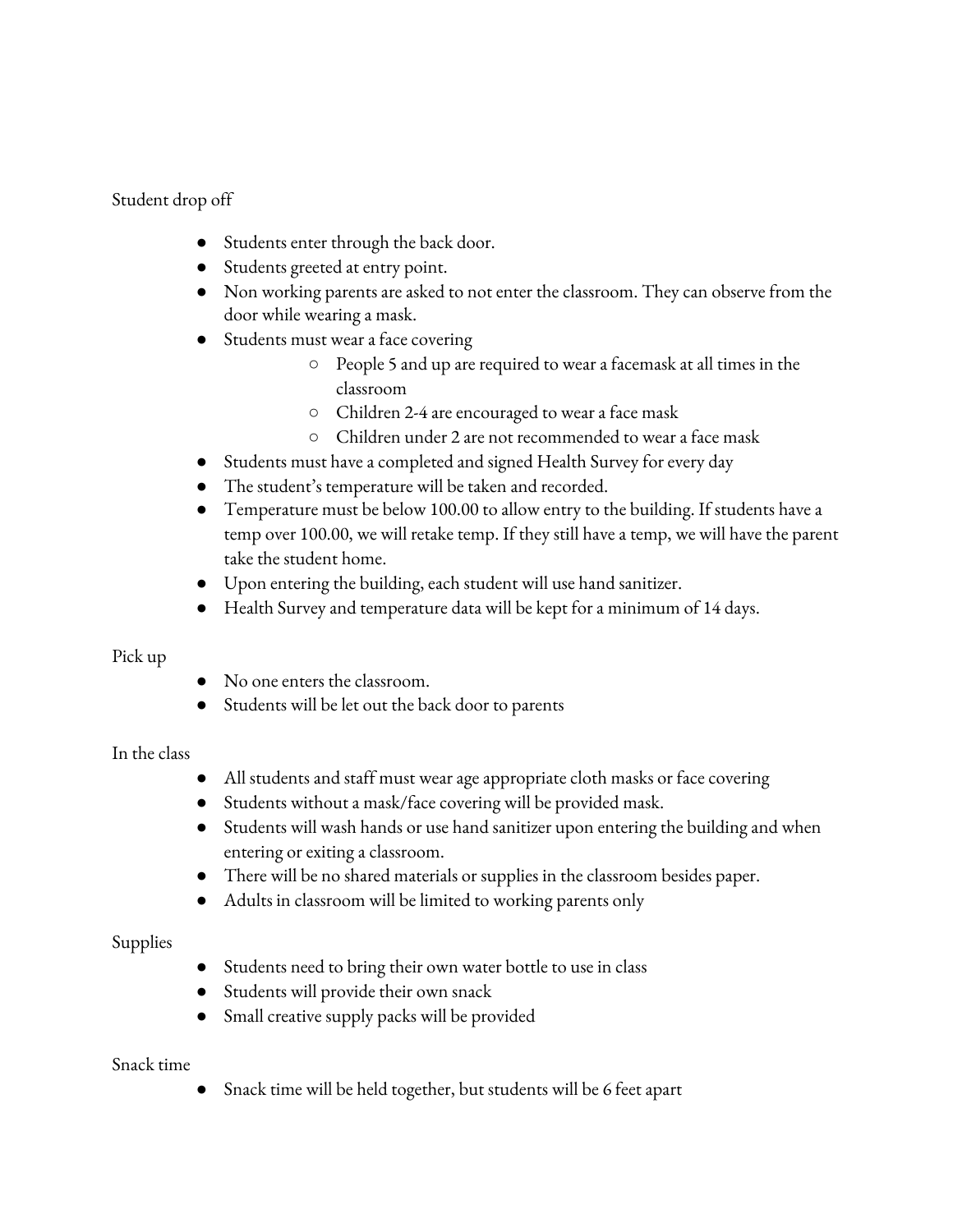Student drop off

- Students enter through the back door.
- Students greeted at entry point.
- Non working parents are asked to not enter the classroom. They can observe from the door while wearing a mask.
- Students must wear a face covering
    - People 5 and up are required to wear a facemask at all times in the classroom
    - Children 2-4 are encouraged to wear a face mask
    - Children under 2 are not recommended to wear a face mask
- Students must have a completed and signed Health Survey for every day
- The student's temperature will be taken and recorded.
- Temperature must be below 100.00 to allow entry to the building. If students have a temp over 100.00, we will retake temp. If they still have a temp, we will have the parent take the student home.
- Upon entering the building, each student will use hand sanitizer.
- Health Survey and temperature data will be kept for a minimum of 14 days.

Pick up

- No one enters the classroom.
- Students will be let out the back door to parents

In the class

- All students and staff must wear age appropriate cloth masks or face covering
- Students without a mask/face covering will be provided mask.
- Students will wash hands or use hand sanitizer upon entering the building and when entering or exiting a classroom.
- There will be no shared materials or supplies in the classroom besides paper.
- Adults in classroom will be limited to working parents only

Supplies

- Students need to bring their own water bottle to use in class
- Students will provide their own snack
- Small creative supply packs will be provided

Snack time

- Snack time will be held together, but students will be 6 feet apart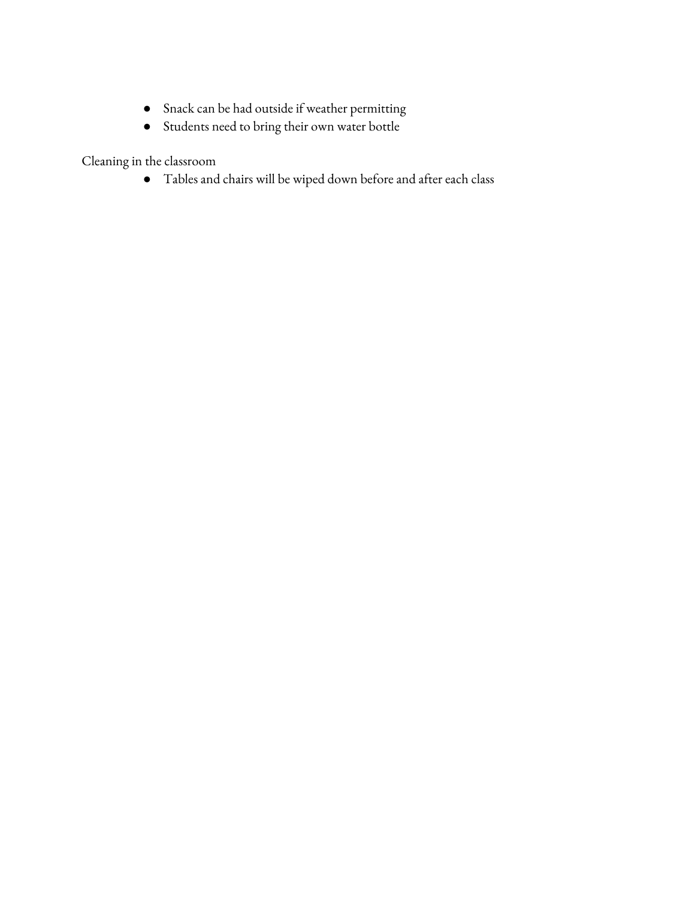- Snack can be had outside if weather permitting
- Students need to bring their own water bottle

Cleaning in the classroom

- Tables and chairs will be wiped down before and after each class